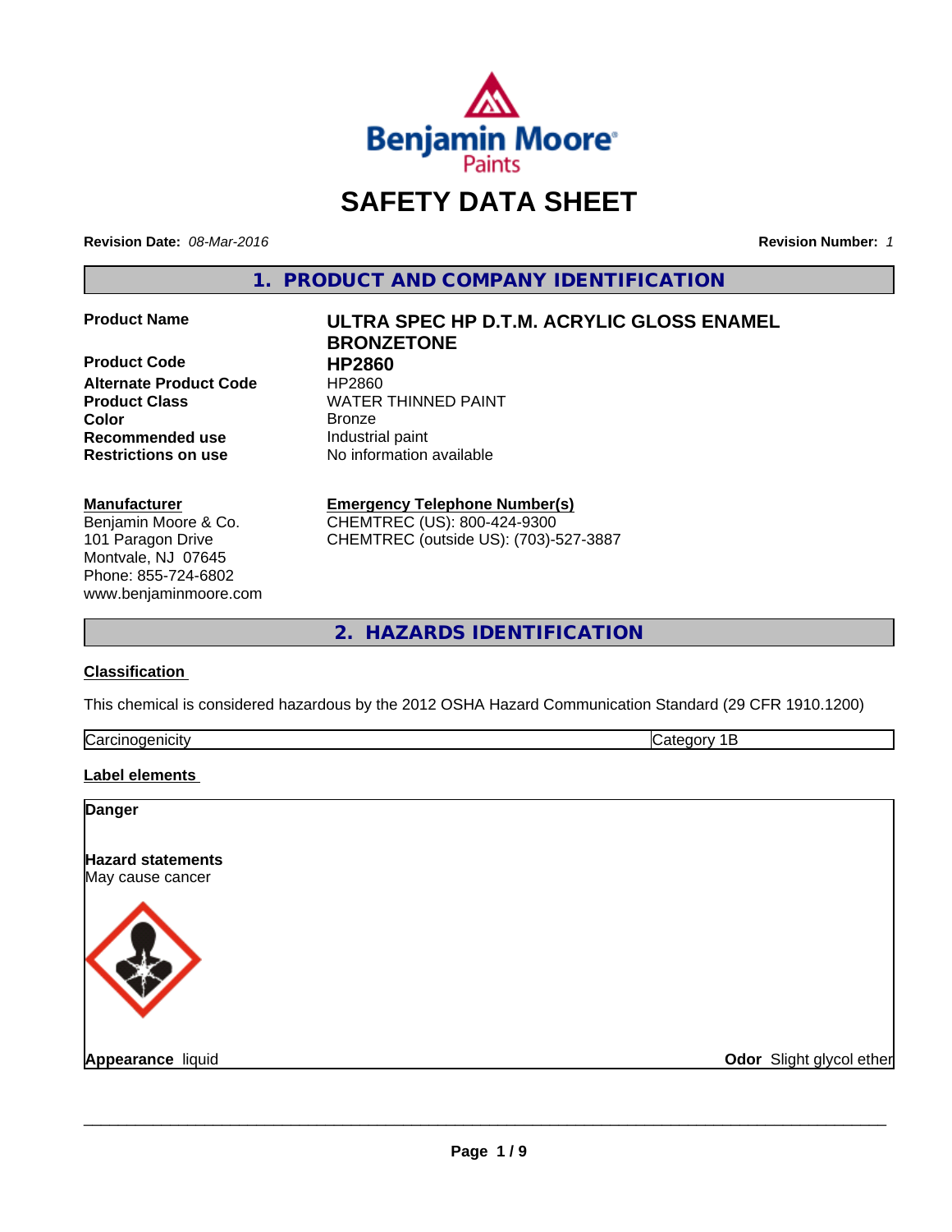Benjamin Moore Paints

# SAFETY DATA SHEET

**Revision Date:** *08-Mar-2016*

**Revision Number:** *1*

## 1. PRODUCT AND COMPANY IDENTIFICATION

| | |
|---|---|
| **Product Name** | **ULTRA SPEC HP D.T.M. ACRYLIC GLOSS ENAMEL BRONZETONE** |
| **Product Code** | **HP2860** |
| **Alternate Product Code** | HP2860 |
| **Product Class** | WATER THINNED PAINT |
| **Color** | Bronze |
| **Recommended use** | Industrial paint |
| **Restrictions on use** | No information available |

**Manufacturer**
Benjamin Moore & Co.
101 Paragon Drive
Montvale, NJ 07645
Phone: 855-724-6802
www.benjaminmoore.com

**Emergency Telephone Number(s)**
CHEMTREC (US): 800-424-9300
CHEMTREC (outside US): (703)-527-3887

## 2. HAZARDS IDENTIFICATION

**Classification**

This chemical is considered hazardous by the 2012 OSHA Hazard Communication Standard (29 CFR 1910.1200)

| | |
|---|---|
| Carcinogenicity | Category 1B |

**Label elements**

**Danger**

**Hazard statements**
May cause cancer

**Appearance** liquid

**Odor** Slight glycol ether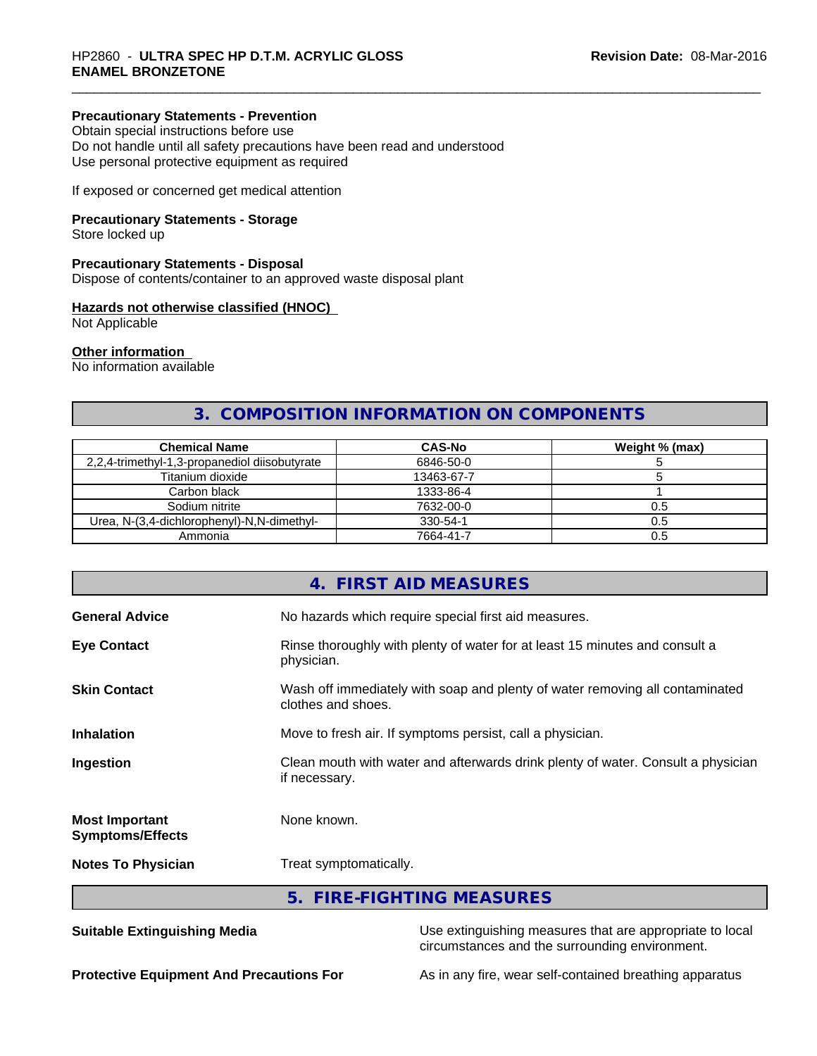**Precautionary Statements - Prevention**
Obtain special instructions before use
Do not handle until all safety precautions have been read and understood
Use personal protective equipment as required

If exposed or concerned get medical attention

**Precautionary Statements - Storage**
Store locked up

**Precautionary Statements - Disposal**
Dispose of contents/container to an approved waste disposal plant

**Hazards not otherwise classified (HNOC)**
Not Applicable

**Other information**
No information available

## 3. COMPOSITION INFORMATION ON COMPONENTS

| Chemical Name | CAS-No | Weight % (max) |
| --- | --- | --- |
| 2,2,4-trimethyl-1,3-propanediol diisobutyrate | 6846-50-0 | 5 |
| Titanium dioxide | 13463-67-7 | 5 |
| Carbon black | 1333-86-4 | 1 |
| Sodium nitrite | 7632-00-0 | 0.5 |
| Urea, N-(3,4-dichlorophenyl)-N,N-dimethyl- | 330-54-1 | 0.5 |
| Ammonia | 7664-41-7 | 0.5 |

## 4. FIRST AID MEASURES

**General Advice** No hazards which require special first aid measures.

**Eye Contact** Rinse thoroughly with plenty of water for at least 15 minutes and consult a physician.

**Skin Contact** Wash off immediately with soap and plenty of water removing all contaminated clothes and shoes.

**Inhalation** Move to fresh air. If symptoms persist, call a physician.

**Ingestion** Clean mouth with water and afterwards drink plenty of water. Consult a physician if necessary.

**Most Important Symptoms/Effects** None known.

**Notes To Physician** Treat symptomatically.

## 5. FIRE-FIGHTING MEASURES

**Suitable Extinguishing Media** Use extinguishing measures that are appropriate to local circumstances and the surrounding environment.

**Protective Equipment And Precautions For** As in any fire, wear self-contained breathing apparatus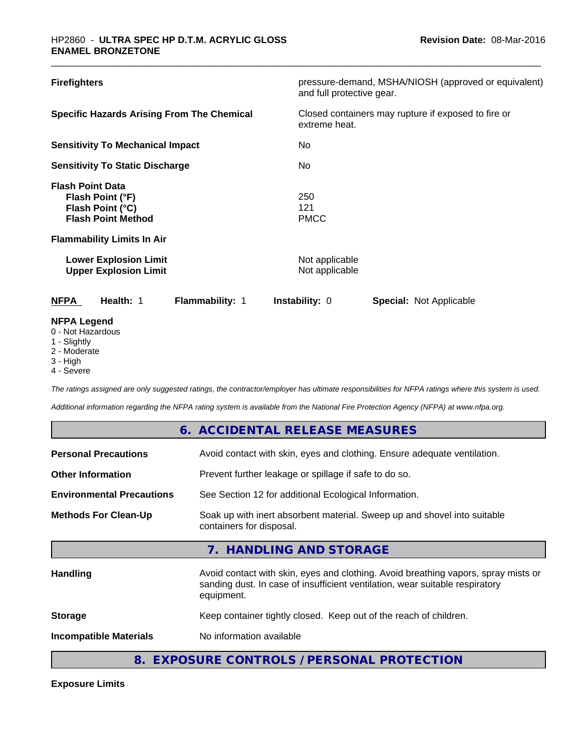| | |
|---|---|
| **Firefighters** | pressure-demand, MSHA/NIOSH (approved or equivalent) and full protective gear. |
| **Specific Hazards Arising From The Chemical** | Closed containers may rupture if exposed to fire or extreme heat. |
| **Sensitivity To Mechanical Impact** | No |
| **Sensitivity To Static Discharge** | No |

**Flash Point Data**

| | |
|---|---|
| **Flash Point (°F)** | 250 |
| **Flash Point (°C)** | 121 |
| **Flash Point Method** | PMCC |

**Flammability Limits In Air**

| | |
|---|---|
| **Lower Explosion Limit** | Not applicable |
| **Upper Explosion Limit** | Not applicable |

| **NFPA** | **Health:** 1 | **Flammability:** 1 | **Instability:** 0 | **Special:** Not Applicable |
|---|---|---|---|---|

**NFPA Legend**
0 - Not Hazardous
1 - Slightly
2 - Moderate
3 - High
4 - Severe

*The ratings assigned are only suggested ratings, the contractor/employer has ultimate responsibilities for NFPA ratings where this system is used.*

*Additional information regarding the NFPA rating system is available from the National Fire Protection Agency (NFPA) at www.nfpa.org.*

## 6. ACCIDENTAL RELEASE MEASURES

| | |
|---|---|
| **Personal Precautions** | Avoid contact with skin, eyes and clothing. Ensure adequate ventilation. |
| **Other Information** | Prevent further leakage or spillage if safe to do so. |
| **Environmental Precautions** | See Section 12 for additional Ecological Information. |
| **Methods For Clean-Up** | Soak up with inert absorbent material. Sweep up and shovel into suitable containers for disposal. |

## 7. HANDLING AND STORAGE

| | |
|---|---|
| **Handling** | Avoid contact with skin, eyes and clothing. Avoid breathing vapors, spray mists or sanding dust. In case of insufficient ventilation, wear suitable respiratory equipment. |
| **Storage** | Keep container tightly closed. Keep out of the reach of children. |
| **Incompatible Materials** | No information available |

## 8. EXPOSURE CONTROLS / PERSONAL PROTECTION

**Exposure Limits**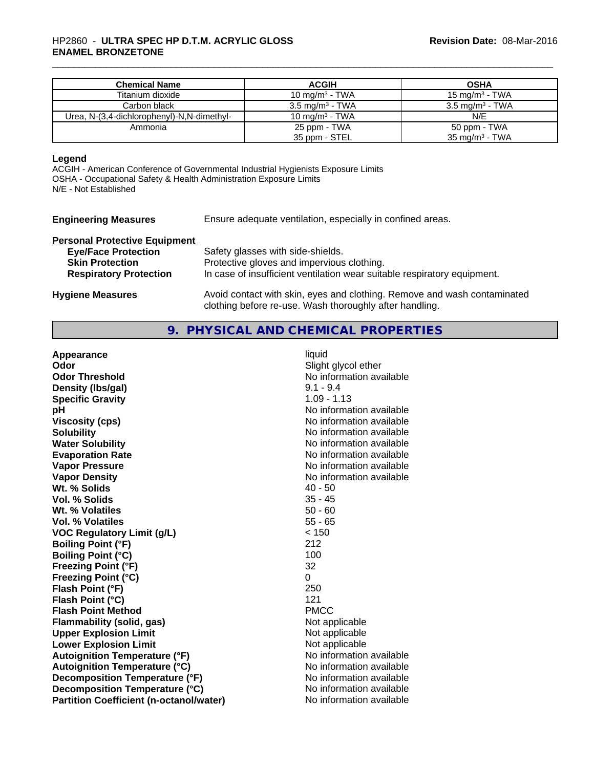| Chemical Name | ACGIH | OSHA |
| --- | --- | --- |
| Titanium dioxide | 10 mg/m³ - TWA | 15 mg/m³ - TWA |
| Carbon black | 3.5 mg/m³ - TWA | 3.5 mg/m³ - TWA |
| Urea, N-(3,4-dichlorophenyl)-N,N-dimethyl- | 10 mg/m³ - TWA | N/E |
| Ammonia | 25 ppm - TWA<br>35 ppm - STEL | 50 ppm - TWA<br>35 mg/m³ - TWA |

**Legend**

ACGIH - American Conference of Governmental Industrial Hygienists Exposure Limits
OSHA - Occupational Safety & Health Administration Exposure Limits
N/E - Not Established

**Engineering Measures** Ensure adequate ventilation, especially in confined areas.

**Personal Protective Equipment**

**Eye/Face Protection** Safety glasses with side-shields.
**Skin Protection** Protective gloves and impervious clothing.
**Respiratory Protection** In case of insufficient ventilation wear suitable respiratory equipment.

**Hygiene Measures** Avoid contact with skin, eyes and clothing. Remove and wash contaminated clothing before re-use. Wash thoroughly after handling.

## 9. PHYSICAL AND CHEMICAL PROPERTIES

| | |
| --- | --- |
| **Appearance** | liquid |
| **Odor** | Slight glycol ether |
| **Odor Threshold** | No information available |
| **Density (lbs/gal)** | 9.1 - 9.4 |
| **Specific Gravity** | 1.09 - 1.13 |
| **pH** | No information available |
| **Viscosity (cps)** | No information available |
| **Solubility** | No information available |
| **Water Solubility** | No information available |
| **Evaporation Rate** | No information available |
| **Vapor Pressure** | No information available |
| **Vapor Density** | No information available |
| **Wt. % Solids** | 40 - 50 |
| **Vol. % Solids** | 35 - 45 |
| **Wt. % Volatiles** | 50 - 60 |
| **Vol. % Volatiles** | 55 - 65 |
| **VOC Regulatory Limit (g/L)** | < 150 |
| **Boiling Point (°F)** | 212 |
| **Boiling Point (°C)** | 100 |
| **Freezing Point (°F)** | 32 |
| **Freezing Point (°C)** | 0 |
| **Flash Point (°F)** | 250 |
| **Flash Point (°C)** | 121 |
| **Flash Point Method** | PMCC |
| **Flammability (solid, gas)** | Not applicable |
| **Upper Explosion Limit** | Not applicable |
| **Lower Explosion Limit** | Not applicable |
| **Autoignition Temperature (°F)** | No information available |
| **Autoignition Temperature (°C)** | No information available |
| **Decomposition Temperature (°F)** | No information available |
| **Decomposition Temperature (°C)** | No information available |
| **Partition Coefficient (n-octanol/water)** | No information available |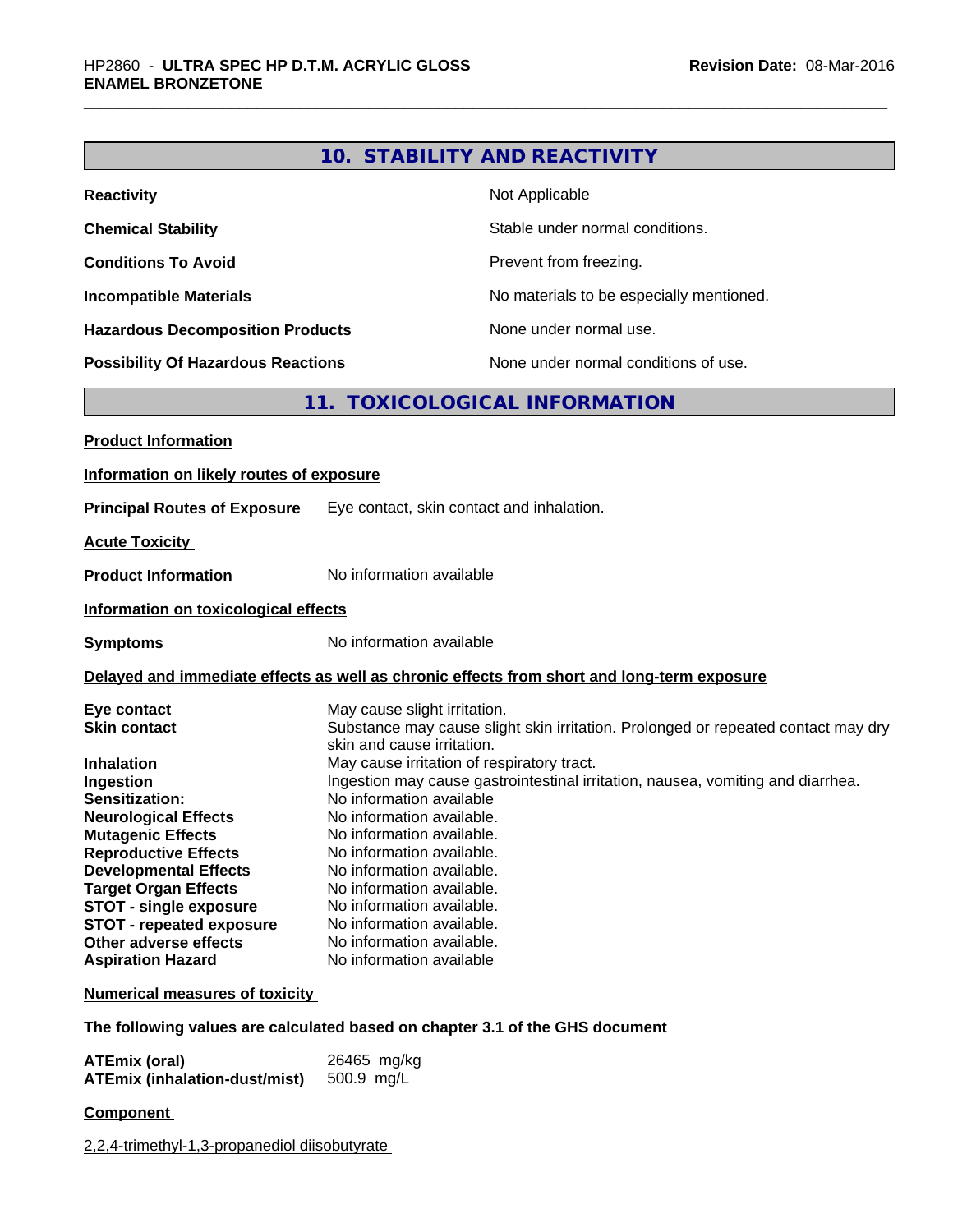## 10. STABILITY AND REACTIVITY

| | |
|---|---|
| **Reactivity** | Not Applicable |
| **Chemical Stability** | Stable under normal conditions. |
| **Conditions To Avoid** | Prevent from freezing. |
| **Incompatible Materials** | No materials to be especially mentioned. |
| **Hazardous Decomposition Products** | None under normal use. |
| **Possibility Of Hazardous Reactions** | None under normal conditions of use. |

## 11. TOXICOLOGICAL INFORMATION

**Product Information**

**Information on likely routes of exposure**

**Principal Routes of Exposure** Eye contact, skin contact and inhalation.

**Acute Toxicity**

**Product Information** No information available

**Information on toxicological effects**

**Symptoms** No information available

**Delayed and immediate effects as well as chronic effects from short and long-term exposure**

| | |
|---|---|
| **Eye contact** | May cause slight irritation. |
| **Skin contact** | Substance may cause slight skin irritation. Prolonged or repeated contact may dry skin and cause irritation. |
| **Inhalation** | May cause irritation of respiratory tract. |
| **Ingestion** | Ingestion may cause gastrointestinal irritation, nausea, vomiting and diarrhea. |
| **Sensitization:** | No information available |
| **Neurological Effects** | No information available. |
| **Mutagenic Effects** | No information available. |
| **Reproductive Effects** | No information available. |
| **Developmental Effects** | No information available. |
| **Target Organ Effects** | No information available. |
| **STOT - single exposure** | No information available. |
| **STOT - repeated exposure** | No information available. |
| **Other adverse effects** | No information available. |
| **Aspiration Hazard** | No information available |

**Numerical measures of toxicity**

**The following values are calculated based on chapter 3.1 of the GHS document**

| | |
|---|---|
| **ATEmix (oral)** | 26465 mg/kg |
| **ATEmix (inhalation-dust/mist)** | 500.9 mg/L |

**Component**

2,2,4-trimethyl-1,3-propanediol diisobutyrate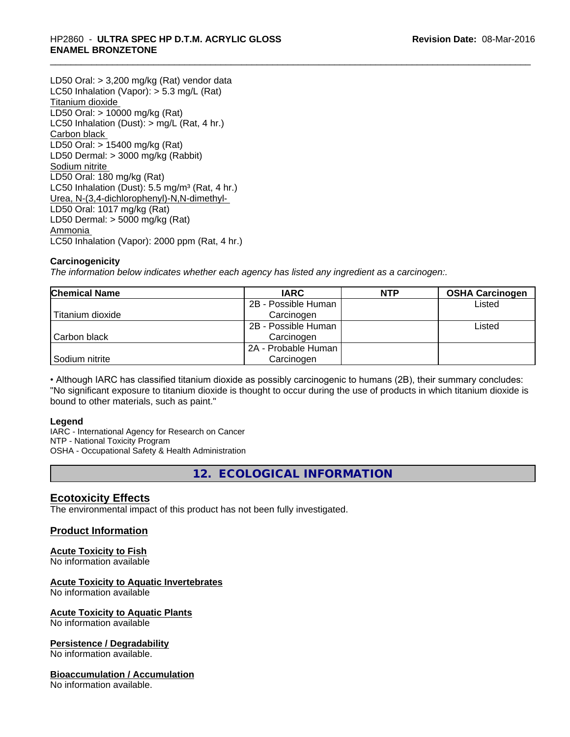LD50 Oral: > 3,200 mg/kg (Rat) vendor data
LC50 Inhalation (Vapor): > 5.3 mg/L (Rat)

Titanium dioxide
LD50 Oral: > 10000 mg/kg (Rat)
LC50 Inhalation (Dust): > mg/L (Rat, 4 hr.)

Carbon black
LD50 Oral: > 15400 mg/kg (Rat)
LD50 Dermal: > 3000 mg/kg (Rabbit)

Sodium nitrite
LD50 Oral: 180 mg/kg (Rat)
LC50 Inhalation (Dust): 5.5 mg/m³ (Rat, 4 hr.)

Urea, N-(3,4-dichlorophenyl)-N,N-dimethyl-
LD50 Oral: 1017 mg/kg (Rat)
LD50 Dermal: > 5000 mg/kg (Rat)

Ammonia
LC50 Inhalation (Vapor): 2000 ppm (Rat, 4 hr.)

**Carcinogenicity**

*The information below indicates whether each agency has listed any ingredient as a carcinogen:.*

| Chemical Name | IARC | NTP | OSHA Carcinogen |
|---|---|---|---|
| Titanium dioxide | 2B - Possible Human Carcinogen | | Listed |
| Carbon black | 2B - Possible Human Carcinogen | | Listed |
| Sodium nitrite | 2A - Probable Human Carcinogen | | |

• Although IARC has classified titanium dioxide as possibly carcinogenic to humans (2B), their summary concludes: "No significant exposure to titanium dioxide is thought to occur during the use of products in which titanium dioxide is bound to other materials, such as paint."

**Legend**

IARC - International Agency for Research on Cancer
NTP - National Toxicity Program
OSHA - Occupational Safety & Health Administration

## 12. ECOLOGICAL INFORMATION

### Ecotoxicity Effects

The environmental impact of this product has not been fully investigated.

### Product Information

**Acute Toxicity to Fish**
No information available

**Acute Toxicity to Aquatic Invertebrates**
No information available

**Acute Toxicity to Aquatic Plants**
No information available

**Persistence / Degradability**
No information available.

**Bioaccumulation / Accumulation**
No information available.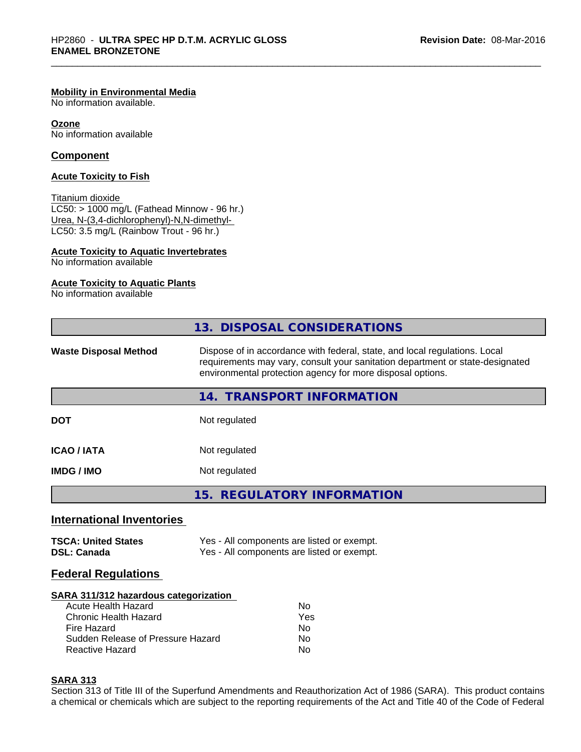**Mobility in Environmental Media**
No information available.

**Ozone**
No information available

## Component

**Acute Toxicity to Fish**

Titanium dioxide
LC50: > 1000 mg/L (Fathead Minnow - 96 hr.)
Urea, N-(3,4-dichlorophenyl)-N,N-dimethyl-
LC50: 3.5 mg/L (Rainbow Trout - 96 hr.)

**Acute Toxicity to Aquatic Invertebrates**
No information available

**Acute Toxicity to Aquatic Plants**
No information available

## 13. DISPOSAL CONSIDERATIONS

**Waste Disposal Method** — Dispose of in accordance with federal, state, and local regulations. Local requirements may vary, consult your sanitation department or state-designated environmental protection agency for more disposal options.

## 14. TRANSPORT INFORMATION

| | |
|---|---|
| **DOT** | Not regulated |
| **ICAO / IATA** | Not regulated |
| **IMDG / IMO** | Not regulated |

## 15. REGULATORY INFORMATION

### International Inventories

| | |
|---|---|
| **TSCA: United States** | Yes - All components are listed or exempt. |
| **DSL: Canada** | Yes - All components are listed or exempt. |

### Federal Regulations

**SARA 311/312 hazardous categorization**

| | |
|---|---|
| Acute Health Hazard | No |
| Chronic Health Hazard | Yes |
| Fire Hazard | No |
| Sudden Release of Pressure Hazard | No |
| Reactive Hazard | No |

**SARA 313**
Section 313 of Title III of the Superfund Amendments and Reauthorization Act of 1986 (SARA). This product contains a chemical or chemicals which are subject to the reporting requirements of the Act and Title 40 of the Code of Federal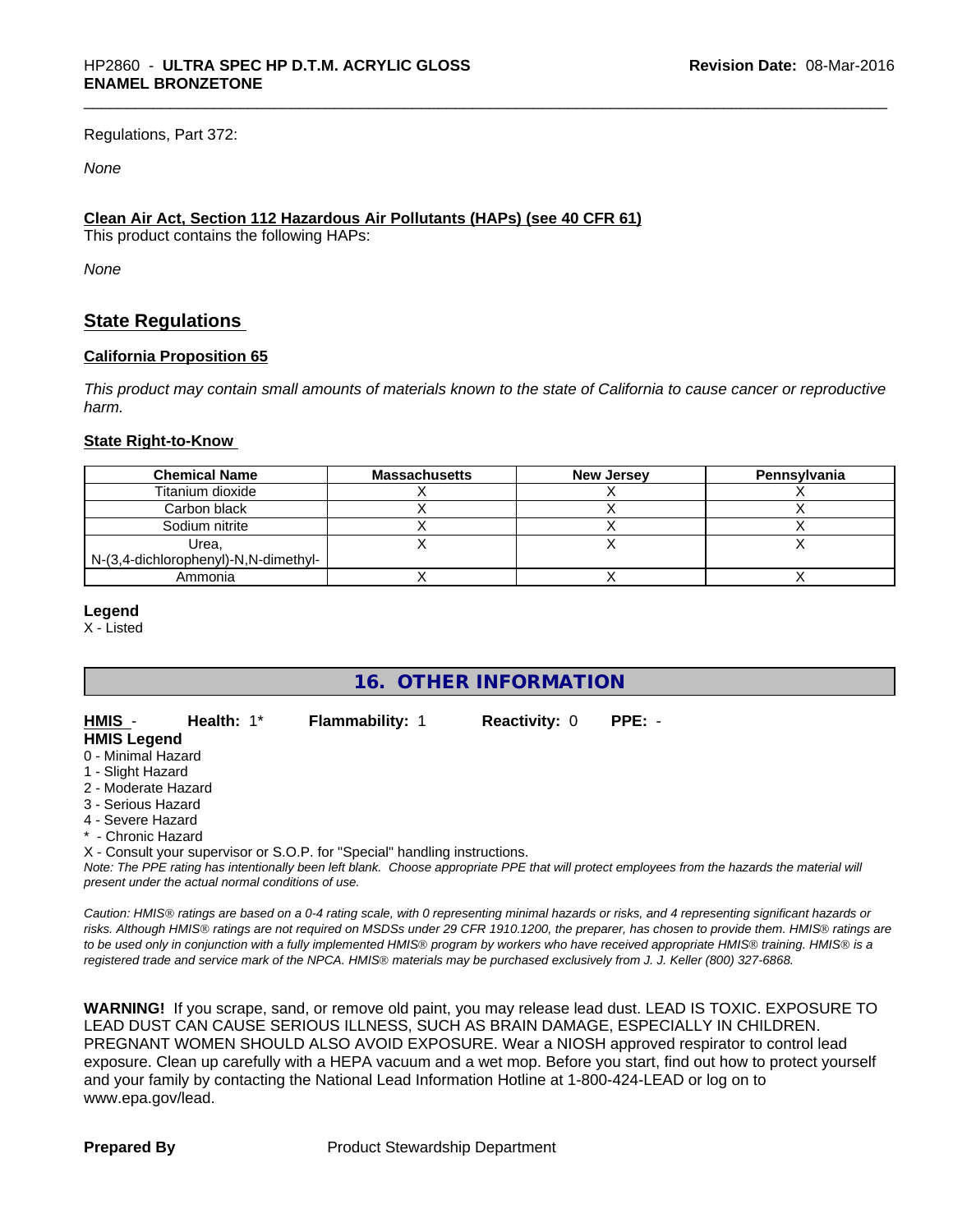Regulations, Part 372:

*None*

**Clean Air Act, Section 112 Hazardous Air Pollutants (HAPs) (see 40 CFR 61)**

This product contains the following HAPs:

*None*

## State Regulations

### California Proposition 65

*This product may contain small amounts of materials known to the state of California to cause cancer or reproductive harm.*

### State Right-to-Know

| Chemical Name | Massachusetts | New Jersey | Pennsylvania |
|---|---|---|---|
| Titanium dioxide | X | X | X |
| Carbon black | X | X | X |
| Sodium nitrite | X | X | X |
| Urea, N-(3,4-dichlorophenyl)-N,N-dimethyl- | X | X | X |
| Ammonia | X | X | X |

**Legend**

X - Listed

## 16. OTHER INFORMATION

**HMIS** - **Health:** 1* **Flammability:** 1 **Reactivity:** 0 **PPE:** -

**HMIS Legend**

0 - Minimal Hazard
1 - Slight Hazard
2 - Moderate Hazard
3 - Serious Hazard
4 - Severe Hazard
* - Chronic Hazard
X - Consult your supervisor or S.O.P. for "Special" handling instructions.

*Note: The PPE rating has intentionally been left blank. Choose appropriate PPE that will protect employees from the hazards the material will present under the actual normal conditions of use.*

*Caution: HMIS® ratings are based on a 0-4 rating scale, with 0 representing minimal hazards or risks, and 4 representing significant hazards or risks. Although HMIS® ratings are not required on MSDSs under 29 CFR 1910.1200, the preparer, has chosen to provide them. HMIS® ratings are to be used only in conjunction with a fully implemented HMIS® program by workers who have received appropriate HMIS® training. HMIS® is a registered trade and service mark of the NPCA. HMIS® materials may be purchased exclusively from J. J. Keller (800) 327-6868.*

**WARNING!** If you scrape, sand, or remove old paint, you may release lead dust. LEAD IS TOXIC. EXPOSURE TO LEAD DUST CAN CAUSE SERIOUS ILLNESS, SUCH AS BRAIN DAMAGE, ESPECIALLY IN CHILDREN. PREGNANT WOMEN SHOULD ALSO AVOID EXPOSURE. Wear a NIOSH approved respirator to control lead exposure. Clean up carefully with a HEPA vacuum and a wet mop. Before you start, find out how to protect yourself and your family by contacting the National Lead Information Hotline at 1-800-424-LEAD or log on to www.epa.gov/lead.

**Prepared By** Product Stewardship Department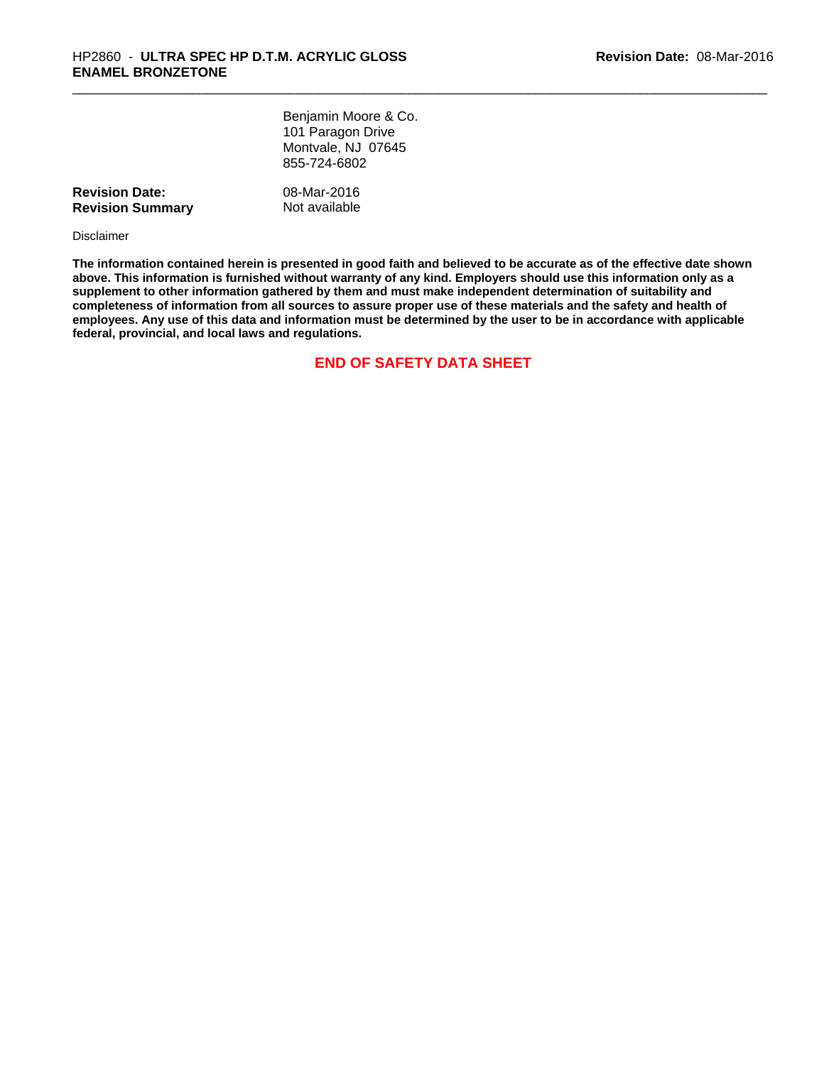Benjamin Moore & Co.
101 Paragon Drive
Montvale, NJ 07645
855-724-6802

| | |
|---|---|
| **Revision Date:** | 08-Mar-2016 |
| **Revision Summary** | Not available |

Disclaimer

**The information contained herein is presented in good faith and believed to be accurate as of the effective date shown above. This information is furnished without warranty of any kind. Employers should use this information only as a supplement to other information gathered by them and must make independent determination of suitability and completeness of information from all sources to assure proper use of these materials and the safety and health of employees. Any use of this data and information must be determined by the user to be in accordance with applicable federal, provincial, and local laws and regulations.**

**END OF SAFETY DATA SHEET**